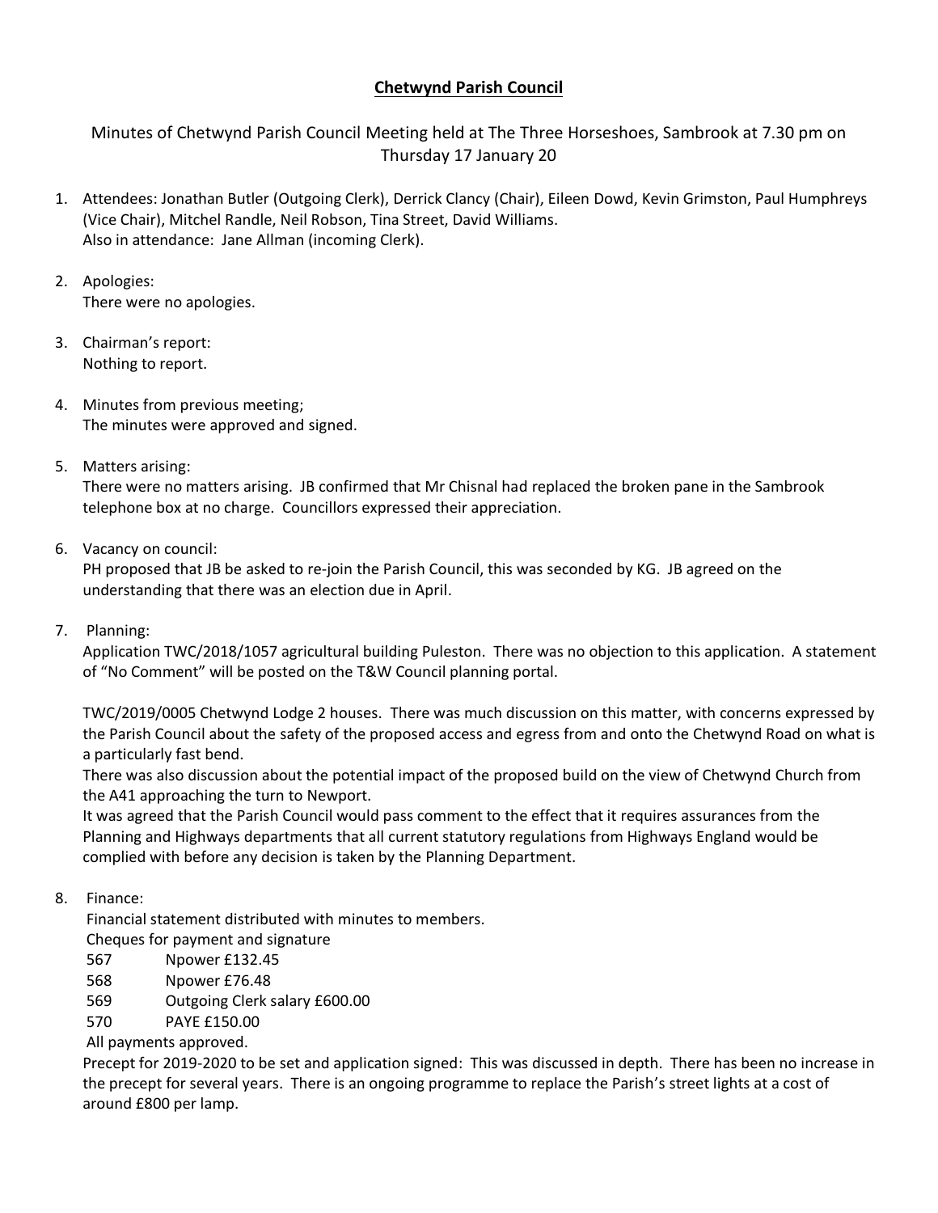# Chetwynd Parish Council

Minutes of Chetwynd Parish Council Meeting held at The Three Horseshoes, Sambrook at 7.30 pm on Thursday 17 January 20

1. Attendees: Jonathan Butler (Outgoing Clerk), Derrick Clancy (Chair), Eileen Dowd, Kevin Grimston, Paul Humphreys (Vice Chair), Mitchel Randle, Neil Robson, Tina Street, David Williams.
   Also in attendance: Jane Allman (incoming Clerk).

2. Apologies:
   There were no apologies.

3. Chairman's report:
   Nothing to report.

4. Minutes from previous meeting;
   The minutes were approved and signed.

5. Matters arising:
   There were no matters arising. JB confirmed that Mr Chisnal had replaced the broken pane in the Sambrook telephone box at no charge. Councillors expressed their appreciation.

6. Vacancy on council:
   PH proposed that JB be asked to re-join the Parish Council, this was seconded by KG. JB agreed on the understanding that there was an election due in April.

7. Planning:
   Application TWC/2018/1057 agricultural building Puleston. There was no objection to this application. A statement of "No Comment" will be posted on the T&W Council planning portal.

   TWC/2019/0005 Chetwynd Lodge 2 houses. There was much discussion on this matter, with concerns expressed by the Parish Council about the safety of the proposed access and egress from and onto the Chetwynd Road on what is a particularly fast bend.
   There was also discussion about the potential impact of the proposed build on the view of Chetwynd Church from the A41 approaching the turn to Newport.
   It was agreed that the Parish Council would pass comment to the effect that it requires assurances from the Planning and Highways departments that all current statutory regulations from Highways England would be complied with before any decision is taken by the Planning Department.

8. Finance:
   Financial statement distributed with minutes to members.
   Cheques for payment and signature
   567 Npower £132.45
   568 Npower £76.48
   569 Outgoing Clerk salary £600.00
   570 PAYE £150.00
   All payments approved.
   Precept for 2019-2020 to be set and application signed: This was discussed in depth. There has been no increase in the precept for several years. There is an ongoing programme to replace the Parish's street lights at a cost of around £800 per lamp.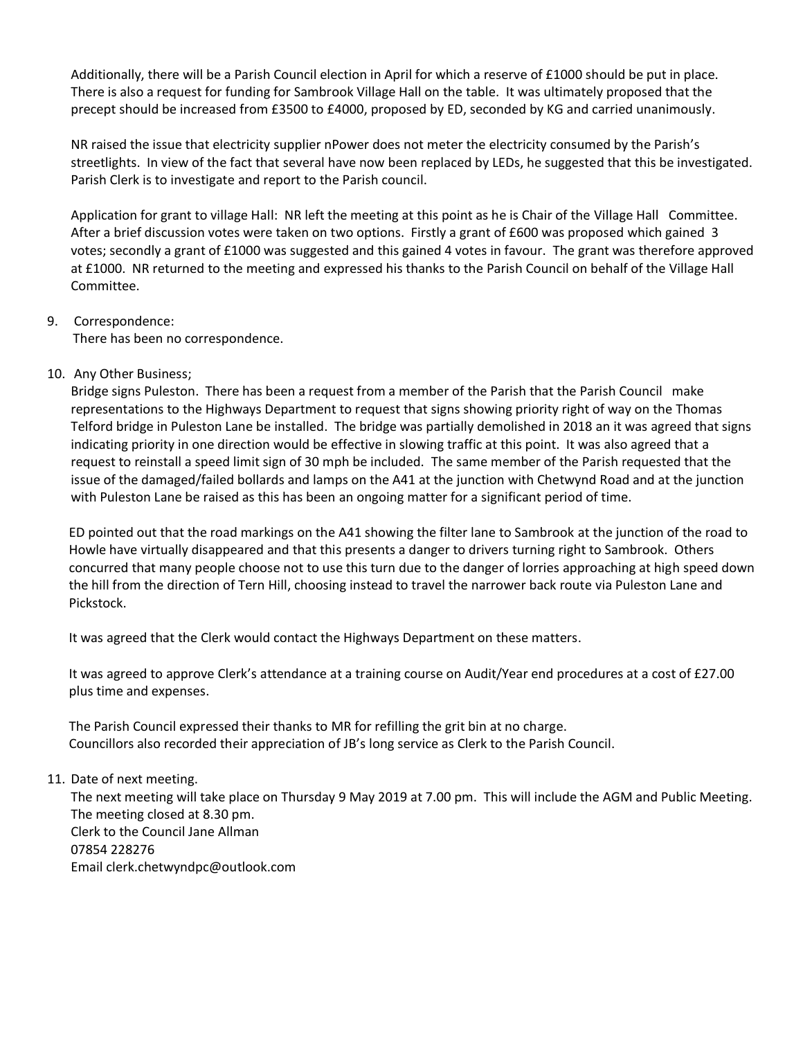Additionally, there will be a Parish Council election in April for which a reserve of £1000 should be put in place. There is also a request for funding for Sambrook Village Hall on the table. It was ultimately proposed that the precept should be increased from £3500 to £4000, proposed by ED, seconded by KG and carried unanimously.

NR raised the issue that electricity supplier nPower does not meter the electricity consumed by the Parish's streetlights. In view of the fact that several have now been replaced by LEDs, he suggested that this be investigated. Parish Clerk is to investigate and report to the Parish council.

Application for grant to village Hall: NR left the meeting at this point as he is Chair of the Village Hall Committee. After a brief discussion votes were taken on two options. Firstly a grant of £600 was proposed which gained 3 votes; secondly a grant of £1000 was suggested and this gained 4 votes in favour. The grant was therefore approved at £1000. NR returned to the meeting and expressed his thanks to the Parish Council on behalf of the Village Hall Committee.

9. Correspondence:
   There has been no correspondence.

10. Any Other Business;
    Bridge signs Puleston. There has been a request from a member of the Parish that the Parish Council make representations to the Highways Department to request that signs showing priority right of way on the Thomas Telford bridge in Puleston Lane be installed. The bridge was partially demolished in 2018 an it was agreed that signs indicating priority in one direction would be effective in slowing traffic at this point. It was also agreed that a request to reinstall a speed limit sign of 30 mph be included. The same member of the Parish requested that the issue of the damaged/failed bollards and lamps on the A41 at the junction with Chetwynd Road and at the junction with Puleston Lane be raised as this has been an ongoing matter for a significant period of time.

    ED pointed out that the road markings on the A41 showing the filter lane to Sambrook at the junction of the road to Howle have virtually disappeared and that this presents a danger to drivers turning right to Sambrook. Others concurred that many people choose not to use this turn due to the danger of lorries approaching at high speed down the hill from the direction of Tern Hill, choosing instead to travel the narrower back route via Puleston Lane and Pickstock.

    It was agreed that the Clerk would contact the Highways Department on these matters.

    It was agreed to approve Clerk's attendance at a training course on Audit/Year end procedures at a cost of £27.00 plus time and expenses.

    The Parish Council expressed their thanks to MR for refilling the grit bin at no charge.
    Councillors also recorded their appreciation of JB's long service as Clerk to the Parish Council.

11. Date of next meeting.
    The next meeting will take place on Thursday 9 May 2019 at 7.00 pm. This will include the AGM and Public Meeting.
    The meeting closed at 8.30 pm.
    Clerk to the Council Jane Allman
    07854 228276
    Email clerk.chetwyndpc@outlook.com